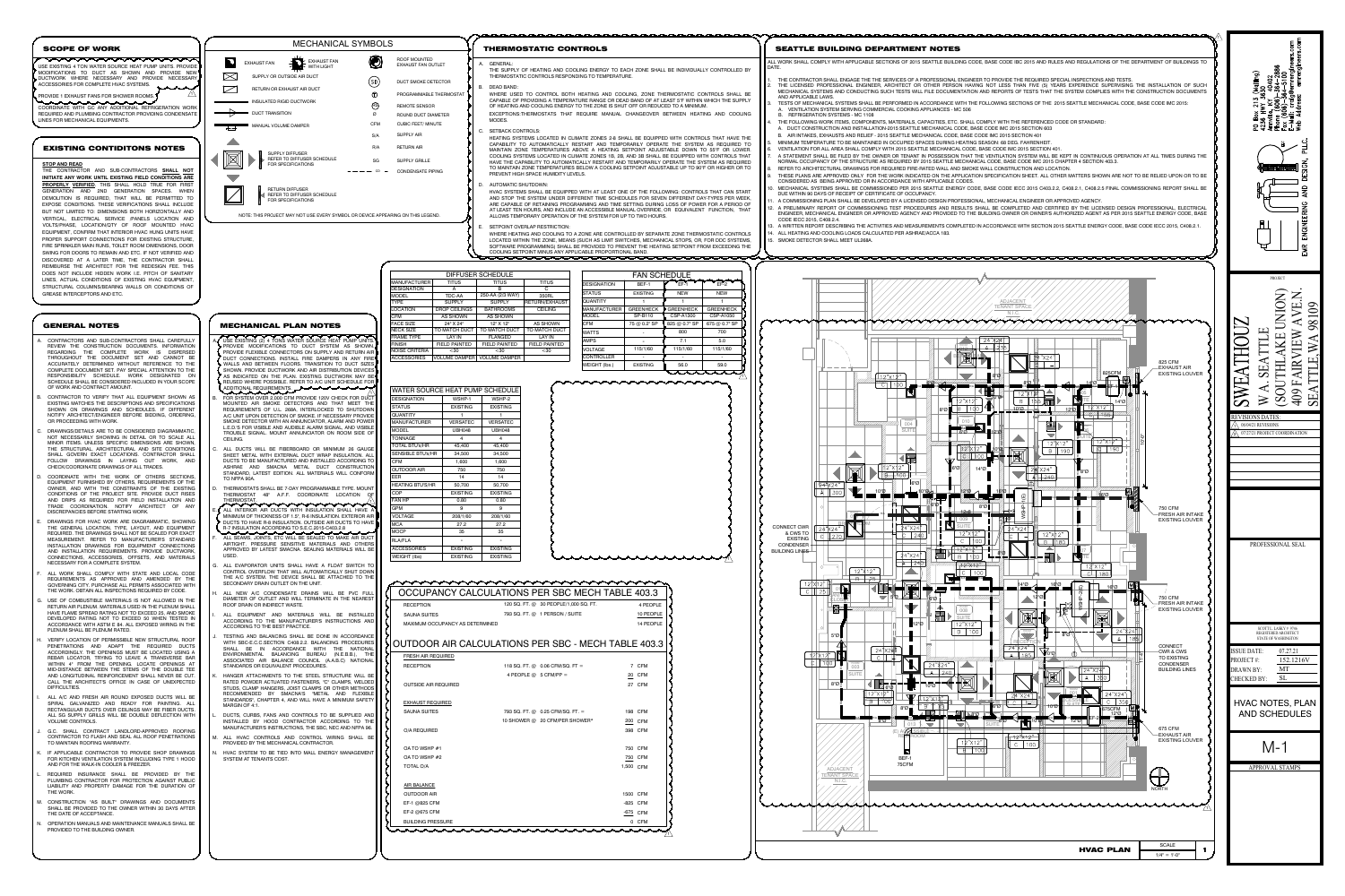## SCOPE OF WORK

USE EXISTING 4 TON WATER SOURCE HEAT PUMP UNITS. PROVIDE MODIFICATIONS TO DUCT AS SHOWN AND PROVIDE NEW DUCTWORK WHERE NECESSARY AND PROVIDE NECESSARY ACCESSORIES FOR COMPLETE HVAC SYSTEMS.

PROVIDE 1 EXHAUST FANS FOR SHOWER ROOMS

COORDINATE WITH GC ANY ADDITIONAL REFRIGERATION WORK REQUIRED AND PLUMBING CONTRACTOR PROVIDING CONDENSATE LINES FOR MECHANICAL EQUIPMENTS.

## EXISTING CONTIDITONS NOTES

**STOP AND READ**

THE CONTRACTOR AND SUB-CONTRACTORS **SHALL NOT INITIATE ANY WORK UNTIL EXISTING FIELD CONDITIONS ARE PROPERLY VERIFIED**. THIS SHALL HOLD TRUE FOR FIRST GENERATION AND 2ND GENERATION SPACES. WHEN DEMOLITION IS REQUIRED, THAT WILL BE PERMITTED TO EXPOSE CONDITIONS. THESE VERIFICATIONS SHALL INCLUDE BUT NOT LIMITED TO: DIMENSIONS BOTH HORIZONTALLY AND VERTICAL, ELECTRICAL SERVICE (PANELS LOCATION AND VOLTS/PHASE), LOCATION/QTY OF ROOF MOUNTED HVAC EQUIPMENT, CONFIRM THAT INTERIOR HVAC HUNG UNITS HAVE PROPER SUPPORT CONNECTIONS FOR EXISTING STRUCTURE, FIRE SPRINKLER MAIN RUNS, TOILET ROOM DIMENSIONS, DOOR SWING FOR DOORS TO REMAIN AND ETC. IF NOT VERIFIED AND DISCOVERED AT A LATER TIME, THE CONTRACTOR SHALL REIMBURSE THE ARCHITECT FOR THE REDESIGN FEE. THIS DOES NOT INCLUDE HIDDEN WORK I.E. PITCH OF SANITARY LINES, ACTUAL CONDITIONS OF EXISTING HVAC EQUIPMENT, STRUCTURAL COLUMNS/BEARING WALLS OR CONDITIONS OF GREASE INTERCEPTORS AND ETC.

## GENERAL NOTES

A. CONTRACTORS AND SUB-CONTRACTORS SHALL CAREFULLY REVIEW THE CONSTRUCTION DOCUMENTS. INFORMATION REGARDING THE COMPLETE WORK IS DISPERSED THROUGHOUT THE DOCUMENT SET AND CANNOT BE ACCURATELY DETERMINED WITHOUT REFERENCE TO THE COMPLETE DOCUMENT SET. PAY SPECIAL ATTENTION TO THE RESPONSIBILITY SCHEDULE. WORK DESIGNATED ON SCHEDULE SHALL BE CONSIDERED INCLUDED IN YOUR SCOPE OF WORK AND CONTRACT AMOUNT.

B. CONTRACTOR TO VERIFY THAT ALL EQUIPMENT SHOWN AS EXISTING MATCHES THE DESCRIPTIONS AND SPECIFICATIONS SHOWN ON DRAWINGS AND SCHEDULES. IF DIFFERENT NOTIFY ARCHITECT/ENGINEER BEFORE BIDDING, ORDERING, OR PROCEEDING WITH WORK.

C. DRAWINGS/DETAILS ARE TO BE CONSIDERED DIAGRAMMATIC, NOT NECESSARILY SHOWING IN DETAIL OR TO SCALE ALL MINOR ITEMS. UNLESS SPECIFIC DIMENSIONS ARE SHOWN, THE STRUCTURAL, ARCHITECTURAL AND SITE CONDITIONS SHALL GOVERN EXACT LOCATIONS. CONTRACTOR SHALL FOLLOW DRAWINGS IN LAYING OUT WORK AND CHECK/COORDINATE DRAWINGS OF ALL TRADES.

D. COORDINATE WITH THE WORK OF OTHERS SECTIONS, EQUIPMENT FURNISHED BY OTHERS, REQUIREMENTS OF THE OWNER, AND WITH THE CONSTRAINTS OF THE EXISTING CONDITIONS OF THE PROJECT SITE. PROVIDE DUCT RISES AND DRIPS AS REQUIRED FOR FIELD INSTALLATION AND TRADE COORDINATION. NOTIFY ARCHITECT OF ANY DISCREPANCIES BEFORE STARTING WORK.

E. DRAWINGS FOR HVAC WORK ARE DIAGRAMMATIC, SHOWING THE GENERAL LOCATION, TYPE, LAYOUT, AND EQUIPMENT REQUIRED. THE DRAWINGS SHALL NOT BE SCALED FOR EXACT MEASUREMENT. REFER TO MANUFACTURER'S STANDARD INSTALLATION DRAWINGS FOR EQUIPMENT CONNECTIONS AND INSTALLATION REQUIREMENTS. PROVIDE DUCTWORK CONNECTIONS, ACCESSORIES, OFFSETS, AND MATERIALS NECESSARY FOR A COMPLETE SYSTEM.

F. ALL WORK SHALL COMPLY WITH STATE AND LOCAL CODE REQUIREMENTS AS APPROVED AND AMENDED BY THE GOVERNING CITY. PURCHASE ALL PERMITS ASSOCIATED WITH THE WORK. OBTAIN ALL INSPECTIONS REQUIRED BY CODE.

G. USE OF COMBUSTIBLE MATERIALS IS NOT ALLOWED IN THE RETURN AIR PLENUM. MATERIALS USED IN THE PLENUM SHALL HAVE FLAME SPREAD RATING NOT TO EXCEED 25, AND SMOKE DEVELOPED RATING NOT TO EXCEED 50 WHEN TESTED IN ACCORDANCE WITH ASTM E 84. ALL EXPOSED WIRING IN THE PLENUM SHALL BE PLENUM RATED.

H. VERIFY LOCATION OF PERMISSIBLE NEW STRUCTURAL ROOF PENETRATIONS AND ADAPT THE REQUIRED DUCTS ACCORDINGLY. THE OPENINGS MUST BE LOCATED USING A REBAR LOCATOR. TRYING TO LEAVE A TRANSVERSE BAR WITHIN 4" FROM THE OPENING. LOCATE OPENINGS AT MID-DISTANCE BETWEEN THE STEMS OF THE DOUBLE TEE AND LONGITUDINAL REINFORCEMENT SHALL NEVER BE CUT. CALL THE ARCHITECT'S OFFICE IN CASE OF UNEXPECTED DIFFICULTIES.

I. ALL A/C AND FRESH AIR ROUND EXPOSED DUCTS WILL BE SPIRAL GALVANIZED AND READY FOR PAINTING. ALL RECTANGULAR DUCTS OVER CEILINGS MAY BE FIBER DUCTS. ALL SO SUPPLY GRILLS WILL BE DOUBLE DEFLECTION WITH VOLUME CONTROLS.

J. G.C. SHALL CONTRACT LANDLORD-APPROVED ROOFING CONTRACTOR TO FLASH AND SEAL ALL ROOF PENETRATIONS TO MAINTAIN ROOFING WARRANTY.

K. IF APPLICABLE CONTRACTOR TO PROVIDE SHOP DRAWINGS FOR KITCHEN VENTILATION SYSTEM INCLUDING TYPE 1 HOOD AND FOR THE WALK-IN COOLER & FREEZER.

L. REQUIRED INSURANCE SHALL BE PROVIDED BY THE PLUMBING CONTRACTOR FOR PROTECTION AGAINST PUBLIC LIABILITY AND PROPERTY DAMAGE FOR THE DURATION OF THE WORK.

M. CONSTRUCTION "AS BUILT" DRAWINGS AND DOCUMENTS SHALL BE PROVIDED TO THE OWNER WITHIN 30 DAYS AFTER THE DATE OF ACCEPTANCE.

N. OPERATION MANUALS AND MAINTENANCE MANUALS SHALL BE PROVIDED TO THE BUILDING OWNER.

## MECHANICAL SYMBOLS

- EXHAUST FAN
- EXHAUST FAN WITH LIGHT
- ROOF MOUNTED EXHAUST FAN OUTLET
- SUPPLY OR OUTSIDE AIR DUCT
- SD — DUCT SMOKE DETECTOR
- RETURN OR EXHAUST AIR DUCT
- T — PROGRAMMABLE THERMOSTAT
- INSULATED RIGID DUCTWORK
- RS — REMOTE SENSOR
- DUCT TRANSITION
- Ø — ROUND DUCT DIAMETER
- MANUAL VOLUME DAMPER
- CFM — CUBIC FEET / MINUTE
- S/A — SUPPLY AIR
- R/A — RETURN AIR
- SUPPLY DIFFUSER REFER TO DIFFUSER SCHEDULE FOR SPECIFICATIONS
- SG — SUPPLY GRILLE
- CD — CONDENSATE PIPING
- RETURN DIFFUSER REFER TO DIFFUSER SCHEDULE FOR SPECIFICATIONS

NOTE: THIS PROJECT MAY NOT USE EVERY SYMBOL OR DEVICE APPEARING ON THIS LEGEND.

## MECHANICAL PLAN NOTES

A. USE EXISTING (2) 4 TONS WATER SOURCE HEAT PUMP UNITS. PROVIDE MODIFICATIONS TO DUCT SYSTEM AS SHOWN. PROVIDE FLEXIBLE CONNECTORS ON SUPPLY AND RETURN AIR DUCT CONNECTIONS. INSTALL FIRE DAMPERS IN ANY FIRE WALLS AND BETWEEN FLOORS. TRANSITION TO DUCT SIZES SHOWN. PROVIDE DUCTWORK AND AIR DISTRIBUTION DEVICES AS INDICATED ON THE PLAN. EXISTING DUCTWORK MAY BE REUSED WHERE POSSIBLE. REFER TO A/C UNIT SCHEDULE FOR ADDITIONAL REQUIREMENTS.

B. FOR SYSTEM OVER 2,000 CFM PROVIDE 120V CHECK FOR DUCT MOUNTED AIR SMOKE DETECTORS AND THAT MEET THE REQUIREMENTS OF U.L. 268A. INTERLOCKED TO SHUTDOWN A/C UNIT UPON DETECTION OF SMOKE. IF NECESSARY PROVIDE SMOKE DETECTOR WITH AN ANNUNCIATOR, ALARM AND POWER L.E.D.'S FOR VISIBLE AND AUDIBLE ALARM SIGNAL, AND VISIBLE TROUBLE SIGNAL. MOUNT ANNUNCIATOR ON ROOM SIDE OF CEILING.

C. ALL DUCTS WILL BE FIBERBOARD OR MINIMUM 26 GAUGE SHEET METAL WITH EXTERNAL DUCT WRAP INSULATION. ALL DUCTS TO BE MANUFACTURED AND INSTALLED ACCORDING TO ASHRAE AND SMACNA METAL DUCT CONSTRUCTION STANDARD, LATEST EDITION. ALL MATERIALS WILL CONFORM TO NFPA 90A.

D. THERMOSTATS SHALL BE 7-DAY PROGRAMMABLE TYPE. MOUNT THERMOSTAT 48" A.F.F. COORDINATE LOCATION OF THERMOSTAT.

E. ALL INTERIOR AIR DUCTS WITH INSULATION SHALL HAVE A MINIMUM OF THICKNESS OF 1.5", R-6 INSULATION. EXTERIOR AIR DUCTS TO HAVE R-8 INSULATION. OUTSIDE AIR DUCTS TO HAVE R-7 INSULATION ACCORDING TO S.E.C 2015 C403.2.8.

F. ALL SEAMS, JOINTS, ETC. WILL BE SEALED TO MAKE AIR DUCT AIRTIGHT. PRESSURE SENSITIVE MATERIALS AND OTHERS APPROVED BY LATEST SMACNA. SEALING MATERIALS WILL BE USED.

G. ALL EVAPORATOR UNITS SHALL HAVE A FLOAT SWITCH TO CONTROL OVERFLOW THAT WILL AUTOMATICALLY SHUT DOWN THE A/C SYSTEM. THE DEVICE SHALL BE ATTACHED TO THE SECONDARY DRAIN OUTLET ON THE UNIT.

H. ALL NEW A/C CONDENSATE DRAINS WILL BE PVC FULL DIAMETER OF OUTLET AND WILL TERMINATE IN THE NEAREST ROOF DRAIN OR INDIRECT WASTE.

I. ALL EQUIPMENT AND MATERIALS WILL BE INSTALLED ACCORDING TO THE MANUFACTURER'S INSTRUCTIONS AND ACCORDING TO THE BEST PRACTICE.

J. TESTING AND BALANCING SHALL BE DONE IN ACCORDANCE WITH SBC-E.C.C SECTION C408.2.2. BALANCING PROCEDURES SHALL BE IN ACCORDANCE WITH THE NATIONAL ENVIRONMENTAL BALANCING BUREAU (N.E.B.B.), THE ASSOCIATED AIR BALANCE COUNCIL (A.A.B.C) NATIONAL STANDARDS OR EQUIVALENT PROCEDURES.

K. HANGER ATTACHMENTS TO THE STEEL STRUCTURE WILL BE RATED POWDER ACTUATED FASTENERS, "C" CLAMPS, WELDED STUDS, CLAMP HANGERS, JOIST CLAMPS OR OTHER METHODS RECOMMENDED BY SMACNA'S "METAL AND FLEXIBLE STANDARDS", CHAPTER 4, AND WILL HAVE A MINIMUM SAFETY MARGIN OF 4:1.

L. DUCTS, CURBS, FANS AND CONTROLS TO BE SUPPLIED AND INSTALLED BY HOOD CONTRACTOR ACCORDING TO THE MANUFACTURERS INSTRUCTIONS, THE SBC, NEC AND NFPA 96.

M. ALL HVAC CONTROLS AND CONTROL WIRING SHALL BE PROVIDED BY THE MECHANICAL CONTRACTOR.

N. HVAC SYSTEM TO BE TIED INTO MALL ENERGY MANAGEMENT SYSTEM AT TENANTS COST.

## THERMOSTATIC CONTROLS

A. GENERAL:
THE SUPPLY OF HEATING AND COOLING ENERGY TO EACH ZONE SHALL BE INDIVIDUALLY CONTROLLED BY THERMOSTATIC CONTROLS RESPONDING TO TEMPERATURE.

B. DEAD BAND:
WHERE USED TO CONTROL BOTH HEATING AND COOLING, ZONE THERMOSTATIC CONTROLS SHALL BE CAPABLE OF PROVIDING A TEMPERATURE RANGE OR DEAD BAND OF AT LEAST 5°F WITHIN WHICH THE SUPPLY OF HEATING AND COOLING ENERGY TO THE ZONE IS SHUT OFF OR REDUCED TO A MINIMUM.
EXCEPTIONS:THERMOSTATS THAT REQUIRE MANUAL CHANGEOVER BETWEEN HEATING AND COOLING MODES.

C. SETBACK CONTROLS:
HEATING SYSTEMS LOCATED IN CLIMATE ZONES 2-8 SHALL BE EQUIPPED WITH CONTROLS THAT HAVE THE CAPABILITY TO AUTOMATICALLY RESTART AND TEMPORARILY OPERATE THE SYSTEM AS REQUIRED TO MAINTAIN ZONE TEMPERATURES ABOVE A HEATING SETPOINT ADJUSTABLE DOWN TO 55°F OR LOWER. COOLING SYSTEMS LOCATED IN CLIMATE ZONES 1B, 2B, AND 3B SHALL BE EQUIPPED WITH CONTROLS THAT HAVE THE CAPABILITY TO AUTOMATICALLY RESTART AND TEMPORARILY OPERATE THE SYSTEM AS REQUIRED TO MAINTAIN ZONE TEMPERATURES BELOW A COOLING SETPOINT ADJUSTABLE UP TO 90°F OR HIGHER OR TO PREVENT HIGH SPACE HUMIDITY LEVELS.

D. AUTOMATIC SHUTDOWN:
HVAC SYSTEMS SHALL BE EQUIPPED WITH AT LEAST ONE OF THE FOLLOWING: CONTROLS THAT CAN START AND STOP THE SYSTEM UNDER DIFFERENT TIME SCHEDULES FOR SEVEN DIFFERENT DAY-TYPES PER WEEK, ARE CAPABLE OF RETAINING PROGRAMMING AND TIME SETTING DURING LOSS OF POWER FOR A PERIOD OF AT LEAST TEN HOURS, AND INCLUDE AN ACCESSIBLE MANUAL OVERRIDE, OR EQUIVALENT FUNCTION, THAT ALLOWS TEMPORARY OPERATION OF THE SYSTEM FOR UP TO TWO HOURS.

E. SETPOINT OVERLAP RESTRICTION:
WHERE HEATING AND COOLING TO A ZONE ARE CONTROLLED BY SEPARATE ZONE THERMOSTATIC CONTROLS LOCATED WITHIN THE ZONE, MEANS (SUCH AS LIMIT SWITCHES, MECHANICAL STOPS, OR, FOR DDC SYSTEMS, SOFTWARE PROGRAMMING) SHALL BE PROVIDED TO PREVENT THE HEATING SETPOINT FROM EXCEEDING THE COOLING SETPOINT MINUS ANY APPLICABLE PROPORTIONAL BAND.

## SEATTLE BUILDING DEPARTMENT NOTES

ALL WORK SHALL COMPLY WITH APPLICABLE SECTIONS OF 2015 SEATTLE BUILDING CODE, BASE CODE IBC 2015 AND RULES AND REGULATIONS OF THE DEPARTMENT OF BUILDINGS TO DATE.

1. THE CONTRACTOR SHALL ENGAGE THE THE SERVICES OF A PROFESSIONAL ENGINEER TO PROVIDE THE REQUIRED SPECIAL INSPECTIONS AND TESTS.
2. THE LICENSED PROFESSIONAL ENGINEER, ARCHITECT OR OTHER PERSON HAVING NOT LESS THAN FIVE (5) YEARS EXPERIENCE SUPERVISING THE INSTALLATION OF SUCH MECHANICAL SYSTEMS AND CONDUCTING SUCH TESTS WILL FILE DOCUMENTATION AND REPORTS OF TESTS THAT THE SYSTEM COMPLIES WITH THE CONSTRUCTION DOCUMENTS AND APPLICABLE LAWS.
3. TESTS OF MECHANICAL SYSTEMS SHALL BE PERFORMED IN ACCORDANCE WITH THE FOLLOWING SECTIONS OF THE 2015 SEATTLE MECHANICAL CODE, BASE CODE IMC 2015:
   A. VENTILATION SYSTEM SERVING COMMERCIAL COOKING APPLIANCES - MC 506
   B. REFRIGERATION SYSTEMS - MC 1108
4. THE FOLLOWING WORK ITEMS, COMPONENTS, MATERIALS, CAPACITIES, ETC. SHALL COMPLY WITH THE REFERENCED CODE OR STANDARD:
   A. DUCT CONSTRUCTION AND INSTALLATION-2015 SEATTLE MECHANICAL CODE, BASE CODE IMC 2015 SECTION 603
   B. AIR INTAKES, EXHAUSTS AND RELIEF - 2015 SEATTLE MECHANICAL CODE, BASE CODE IMC 2015 SECTION 401
5. MINIMUM TEMPERATURE TO BE MAINTAINED IN OCCUPIED SPACES DURING HEATING SEASON: 68 DEG. FAHRENHEIT.
6. VENTILATION FOR ALL AREA SHALL COMPLY WITH 2015 SEATTLE MECHANICAL CODE, BASE CODE IMC 2015 SECTION 401.
7. A STATEMENT SHALL BE FILED BY THE OWNER OR TENANT IN POSSESSION THAT THE VENTILATION SYSTEM WILL BE KEPT IN CONTINUOUS OPERATION AT ALL TIMES DURING THE NORMAL OCCUPANCY OF THE STRUCTURE AS REQUIRED BY 2015 SEATTLE MECHANICAL CODE, BASE CODE IMC 2015 CHAPTER 4 SECTION 403.3.
8. REFER TO ARCHITECTURAL DRAWINGS FOR REQUIRED FIRE-RATED WALL AND SMOKE WALL CONSTRUCTION AND LOCATION.
9. THESE PLANS ARE APPROVED ONLY FOR THE WORK INDICATED ON THE APPLICATION SPECIFICATION SHEET. ALL OTHER MATTERS SHOWN ARE NOT TO BE RELIED UPON OR TO BE CONSIDERED AS BEING APPROVED OR IN ACCORDANCE WITH APPLICABLE CODES.
10. MECHANICAL SYSTEMS SHALL BE COMMISSIONED PER 2015 SEATTLE ENERGY CODE, BASE CODE IECC 2015 C403.2.2, C408.2.1, C408.2.5 FINAL COMMISSIONING REPORT SHALL BE DUE WITHIN 90 DAYS OF RECEIPT OF CERTIFICATE OF OCCUPANCY.
11. A COMMISSIONING PLAN SHALL BE DEVELOPED BY A LICENSED DESIGN PROFESSIONAL, MECHANICAL ENGINEER OR APPROVED AGENCY.
12. A PRELIMINARY REPORT OF COMMISSIONING TEST PROCEDURES AND RESULTS SHALL BE COMPLETED AND CERTIFIED BY THE LICENSED DESIGN PROFESSIONAL, ELECTRICAL ENGINEER, MECHANICAL ENGINEER OR APPROVED AGENCY AND PROVIDED TO THE BUILDING OWNER OR OWNER'S AUTHORIZED AGENT AS PER 2015 SEATTLE ENERGY CODE, BASE CODE IECC 2015, C408.2.4.
13. A WRITTEN REPORT DESCRIBING THE ACTIVITIES AND MEASUREMENTS COMPLETED IN ACCORDANCE WITH SECTION 2015 SEATTLE ENERGY CODE, BASE CODE IECC 2015, C408.2.1.
14. ALL HEATING AND COOLING LOADS CALCULATED PER ASHRAE/ACCA 183.
15. SMOKE DETECTOR SHALL MEET UL268A.

## DIFFUSER SCHEDULE

| MANUFACTURER | TITUS | TITUS | TITUS |
|---|---|---|---|
| DESIGNATION | A | B | C |
| MODEL | TDC-AA | 250-AA (2/3 WAY) | 350RL |
| TYPE | SUPPLY | SUPPLY | RETURN/EXHAUST |
| LOCATION | DROP CEILINGS | BATHROOMS | CEILING |
| CFM | AS SHOWN | AS SHOWN | AS SHOWN |
| FACE SIZE | 24"X 24" | 12" X 12" | AS SHOWN |
| NECK SIZE | TO MATCH DUCT | TO MATCH DUCT | TO MATCH DUCT |
| FRAME TYPE | LAY-IN | FLANGED | LAY-IN |
| FINISH | FIELD PAINTED | FIELD PAINTED | FIELD PAINTED |
| NOISE CRITERIA | <30 | <30 | <30 |
| ACCESSORIES | VOLUME DAMPER | VOLUME DAMPER | |

## FAN SCHEDULE

| DESIGNATION | BEF-1 | EF-1 | EF-2 |
|---|---|---|---|
| STATUS | EXISTING | NEW | NEW |
| QUANTITY | 1 | 1 | 1 |
| MANUFACTURER | GREENHECK | GREENHECK | GREENHECK |
| MODEL | SP-B110 | CSP-A1300 | CSP-A1050 |
| CFM | 75 @ 0.2" SP | 825 @ 0.7" SP | 675 @ 0.7" SP |
| WATTS | - | 800 | 700 |
| AMPS | - | 7.1 | 5.0 |
| VOLTAGE | 115/1/60 | 115/1/60 | 115/1/60 |
| CONTROLLER | - | - | - |
| WEIGHT (lbs.) | EXISTING | 56.0 | 59.5 |

## WATER SOURCE HEAT PUMP SCHEDULE

| DESIGNATION | WSHP-1 | WSHP-2 |
|---|---|---|
| STATUS | EXISTING | EXISTING |
| QUANTITY | 1 | 1 |
| MANUFACTURER | VERSATEC | VERSATEC |
| MODEL | UBH048 | UBH048 |
| TONNAGE | 4 | 4 |
| TOTAL BTU's/HR | 45,400 | 45,400 |
| SENSIBLE BTU's/HR | 34,500 | 34,500 |
| CFM | 1,600 | 1,600 |
| OUTDOOR AIR | 750 | 750 |
| EER | 14 | 14 |
| HEATING BTU'S/HR | 50,700 | 50,700 |
| COP | EXISTING | EXISTING |
| FAN HP | 0.80 | 0.80 |
| GPM | 9 | 9 |
| VOLTAGE | 208/1/60 | 208/1/60 |
| MCA | 27.2 | 27.2 |
| MOCP | 35 | 35 |
| RLA/FLA | | |
| ACCESSORIES | EXISTING | EXISTING |
| WEIGHT (lbs) | EXISTING | EXISTING |

## OCCUPANCY CALCULATIONS PER SBC MECH TABLE 403.3

| | | |
|---|---|---|
| RECEPTION | 120 SQ. FT. @ 30 PEOPLE/1,000 SQ. FT. | 4 PEOPLE |
| SAUNA SUITES | 793 SQ. FT. @ 1 PERSON / SUITE | 10 PEOPLE |
| MAXIMUM OCCUPANCY AS DETERMINED | | 14 PEOPLE |

## OUTDOOR AIR CALCULATIONS PER SBC - MECH TABLE 403.3

| | | |
|---|---|---|
| **FRESH AIR REQUIRED** | | |
| RECEPTION | 118 SQ. FT. @ 0.06 CFM/SQ. FT. = | 7 CFM |
| | 4 PEOPLE @ 5 CFM/PP = | 20 CFM |
| OUTSIDE AIR REQUIRED | | 27 CFM |
| **EXHAUST REQUIRED** | | |
| SAUNA SUITES | 793 SQ. FT. @ 0.25 CFM/SQ. FT. = | 198 CFM |
| | 10 SHOWER @ 20 CFM/PER SHOWER* | 200 CFM |
| O/A REQUIRED | | 398 CFM |
| O/A TO WSHP #1 | | 750 CFM |
| O/A TO WSHP #2 | | 750 CFM |
| TOTAL O/A | | 1,500 CFM |
| **AIR BALANCE** | | |
| OUTDOOR AIR | | 1500 CFM |
| EF-1 @825 CFM | | -825 CFM |
| EF-2 @675 CFM | | -675 CFM |
| BUILDING PRESSURE | | 0 CFM |

## HVAC PLAN

SCALE: 1/4" = 1'-0"

Plan labels: ADJACENT TENANT SPACE N.I.C.; 825 CFM EXHAUST AIR EXISTING LOUVER; 750 CFM FRESH AIR INTAKE EXISTING LOUVER (x2); 675 CFM EXHAUST AIR EXISTING LOUVER; CONNECT CWR & CWS TO EXISTING CONDENSER BUILDING LINES; BEF-1 75CFM; WSHP-1; WSHP-2; EF-1; EF-2; NORTH.

EXR ENGINEERING AND DESIGN, PLLC
PO Box 215 (Mailing), 4236 HWY 3830, Armonk, KY 40402, Phone (606)-364-2866, Fax (606)-364-5100

PROJECT: SWEATHOUZ, W.A. SEATTLE (SOUTHLAKE UNION), 409 FAIRVIEW AVE.N., SEATTLE, WA 98109

REVISIONS DATES:
1. 06/09/21 REVISIONS
2. 07/27/21 PROJECT COORDINATION

PROFESSIONAL SEAL

| | |
|---|---|
| ISSUE DATE: | 07.27.21 |
| PROJECT #: | 152.1216V |
| DRAWN BY: | MT |
| CHECKED BY: | SL |

HVAC NOTES, PLAN AND SCHEDULES

M-1

APPROVAL STAMPS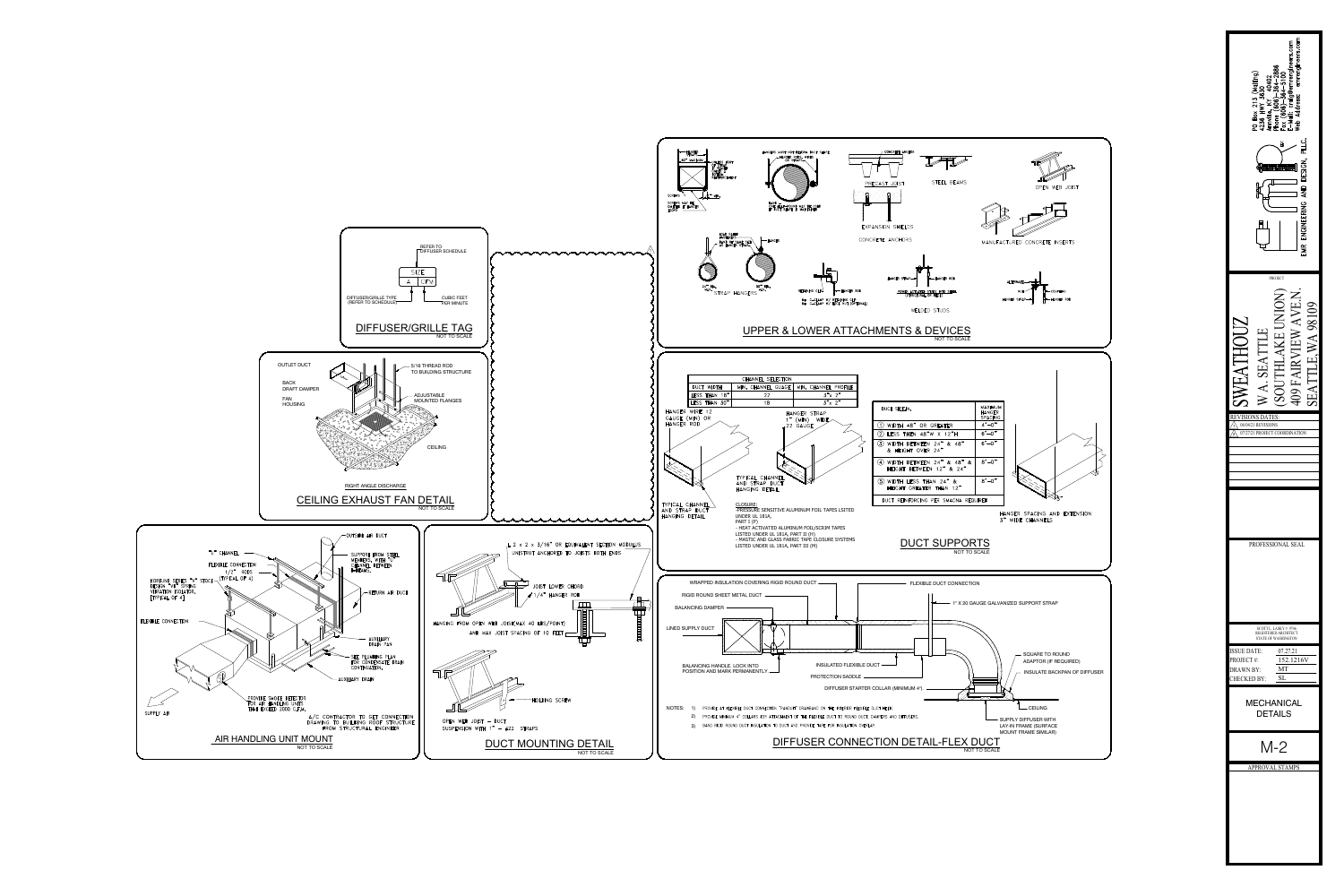## DIFFUSER/GRILLE TAG

NOT TO SCALE

REFER TO DIFFUSER SCHEDULE

SIZE

A | CFM

DIFFUSER/GRILLE TYPE (REFER TO SCHEDULE)

CUBIC FEET PER MINUTE

## CEILING EXHAUST FAN DETAIL

NOT TO SCALE

OUTLET DUCT

BACK DRAFT DAMPER

FAN HOUSING

5/16 THREAD ROD TO BUILDING STRUCTURE

ADJUSTABLE MOUNTED FLANGES

CEILING

RIGHT ANGLE DISCHARGE

## UPPER & LOWER ATTACHMENTS & DEVICES

NOT TO SCALE

PRECAST JOIST

STEEL BEAMS

OPEN WEB JOIST

EXPANSION SHIELDS

CONCRETE ANCHORS

MANUFACTURED CONCRETE INSERTS

STRAP HANGERS

WELDED STUDS

## DUCT SUPPORTS

NOT TO SCALE

| CHANNEL SELECTION | | |
|---|---|---|
| DUCT WIDTH | MIN. CHANNEL GAUGE | MIN. CHANNEL PROFILE |
| LESS THAN 18" | 22 | 3" x 2" |
| LESS THAN 30" | 18 | 3" x 2" |

HANGER WIRE 12 GAUGE (MIN) OR HANGER ROD

HANGER STRAP 1" (MIN) WIDE 22 GAUGE

TYPICAL CHANNEL AND STRAP DUCT HANGING DETAIL

TYPICAL CHANNEL AND STRAP DUCT HANGING DETAIL

CLOSURE:
- PRESSURE SENSITIVE ALUMINUM FOIL TAPES LISTED UNDER UL 181A, PART I (P)
- HEAT ACTIVATED ALUMINUM FOIL/SCRIM TAPES LISTED UNDER UL 181A, PART II (H)
- MASTIC AND GLASS FABRIC TAPE CLOSURE SYSTEMS LISTED UNDER UL 181A, PART III (M)

| DUCT SIZE | MAXIMUM HANGER SPACING |
|---|---|
| 1 WIDTH 48" OR GREATER | 4'-0" |
| 2 LESS THAN 48"W x 12"H | 6'-0" |
| 3 WIDTH BETWEEN 24" & 48" & HEIGHT OVER 24" | 6'-0" |
| 4 WIDTH BETWEEN 24" & 48" & HEIGHT BETWEEN 12" & 24" | 8'-0" |
| 5 WIDTH LESS THAN 24" & HEIGHT GREATER THAN 12" | 8'-0" |
| DUCT REINFORCING PER SMACNA REQUIRED | |

HANGER SPACING AND EXTENSION 3" WIDE CHANNELS

## AIR HANDLING UNIT MOUNT

NOT TO SCALE

OUTSIDE AIR DUCT

"U" CHANNEL

FLEXIBLE CONNECTION 1/2" RODS (TYPICAL OF 4)

SUPPORT FROM STEEL MEMBERS, WITH "U" CHANNEL BETWEEN MEMBERS

KORFUND SERIES "K" STOCK DESIGN "HR" SPRING VIBRATION ISOLATOR, (TYPICAL OF 4)

RETURN AIR DUCT

FLEXIBLE CONNECTION

AUXILIARY DRAIN PAN

SEE PLUMBING PLAN FOR CONDENSATE DRAIN CONTINUATION.

AUXILIARY DRAIN

PROVIDE SMOKE DETECTOR FOR AIR HANDLING UNITS THAT EXCEED 2000 C.F.M.

SUPPLY AIR

A/C CONTRACTOR TO GET CONNECTION DRAWING TO BUILDING ROOF STRUCTURE FROM STRUCTURAL ENGINEER

## DUCT MOUNTING DETAIL

NOT TO SCALE

L 2 x 2 x 3/16" OR EQUIVALENT SECTION MODULUS UNISTRUT ANCHORED TO JOISTS BOTH ENDS

JOIST LOWER CHORD

1/4" HANGER ROD

HANGING FROM OPEN WEB JOIST (MAX 40 LBS/POINT) AND MAX JOIST SPACING OF 10 FEET

HOLDING SCREW

OPEN WEB JOIST – DUCT SUSPENSION WITH 1" – #22 STRAPS

## DIFFUSER CONNECTION DETAIL-FLEX DUCT

NOT TO SCALE

WRAPPED INSULATION COVERING RIGID ROUND DUCT

RIGID ROUND SHEET METAL DUCT

BALANCING DAMPER

LINED SUPPLY DUCT

BALANCING HANDLE. LOCK INTO POSITION AND MARK PERMANENTLY.

FLEXIBLE DUCT CONNECTION

1" X 20 GAUGE GALVANIZED SUPPORT STRAP

INSULATED FLEXIBLE DUCT

PROTECTION SADDLE

DIFFUSER STARTER COLLAR (MINIMUM 4")

SQUARE TO ROUND ADAPTOR (IF REQUIRED)

INSULATE BACKPAN OF DIFFUSER

CEILING

SUPPLY DIFFUSER WITH LAY-IN FRAME (SURFACE MOUNT FRAME SIMILAR)

NOTES:
1) PROVIDE 6' FLEXIBLE DUCT CONNECTION "RUNOUTS" (MAXIMUM) ON THE INTERIOR FLEXIBLE DUCT RUN.
2) PROVIDE MINIMUM 4" COLLARS FOR ATTACHMENT OF THE FLEXIBLE DUCT TO ROUND DUCT, DAMPERS AND DIFFUSERS.
3) SEAL RIGID ROUND DUCT INSULATION TO DUCT AND PROVIDE TAPE FOR INSULATION OVERLAP.

---

PO Box 215 (Mailing)
4238 HWY 3850
Arenda, KY 42402
Phone (606)-584-2866
Fax (606)-584-3100
E-Mail: eng@emrengineers.com
Web Address: emrengineers.com

EMR ENGINEERING AND DESIGN, PLLC.

PROJECT

# SWEATHOUZ

W.A. SEATTLE (SOUTHLAKE UNION)
409 FAIRVIEW AVE.N.
SEATTLE, WA 98109

REVISIONS DATES:
- 1 08/04/21 REVISIONS
- 2 07/27/21 PROJECT COORDINATION

PROFESSIONAL SEAL

SCOTT L. LASKY # 7796
REGISTERED ARCHITECT
STATE OF WASHINGTON

| | |
|---|---|
| ISSUE DATE: | 07.27.21 |
| PROJECT #: | 152.1216V |
| DRAWN BY: | MT |
| CHECKED BY: | SL |

MECHANICAL DETAILS

M-2

APPROVAL STAMPS